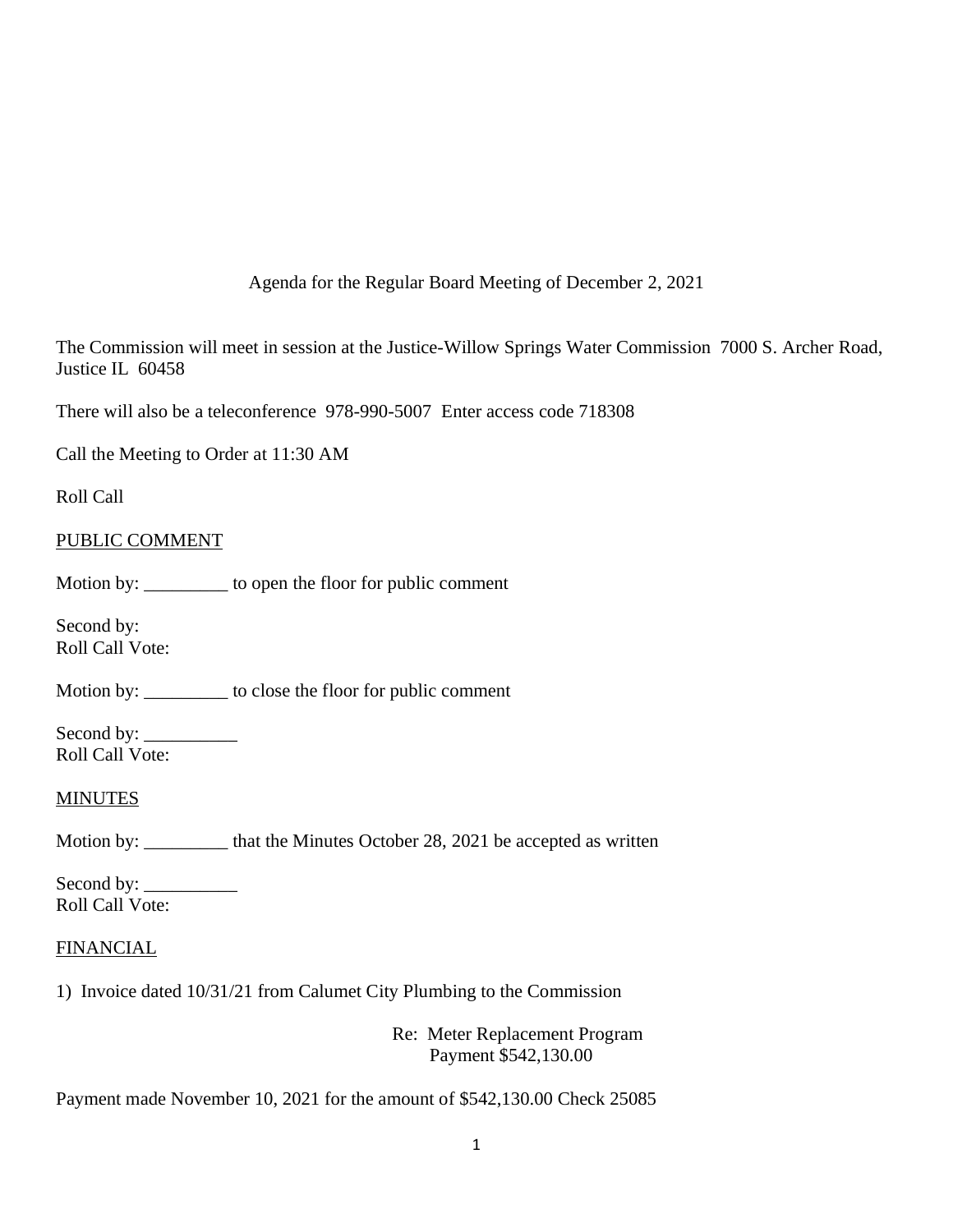Agenda for the Regular Board Meeting of December 2, 2021

The Commission will meet in session at the Justice-Willow Springs Water Commission 7000 S. Archer Road, Justice IL 60458

There will also be a teleconference 978-990-5007 Enter access code 718308

Call the Meeting to Order at 11:30 AM

Roll Call

<u>PUBLIC COMMENT</u>

Motion by: _________ to open the floor for public comment

Second by:
Roll Call Vote:

Motion by: _________ to close the floor for public comment

Second by: __________
Roll Call Vote:

<u>MINUTES</u>

Motion by: _________ that the Minutes October 28, 2021 be accepted as written

Second by: __________
Roll Call Vote:

<u>FINANCIAL</u>

1) Invoice dated 10/31/21 from Calumet City Plumbing to the Commission

Re: Meter Replacement Program
Payment $542,130.00

Payment made November 10, 2021 for the amount of $542,130.00 Check 25085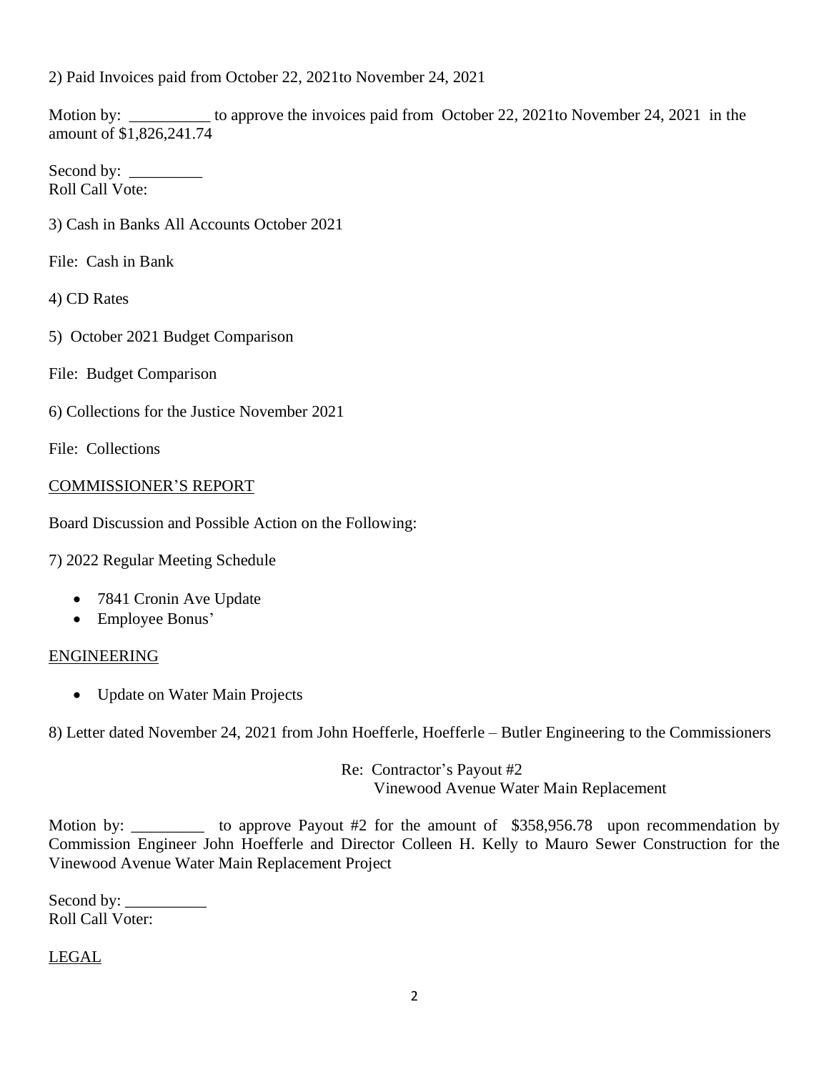2) Paid Invoices paid from October 22, 2021to November 24, 2021

Motion by: __________ to approve the invoices paid from October 22, 2021to November 24, 2021 in the amount of $1,826,241.74

Second by: _________
Roll Call Vote:

3) Cash in Banks All Accounts October 2021

File: Cash in Bank

4) CD Rates

5) October 2021 Budget Comparison

File: Budget Comparison

6) Collections for the Justice November 2021

File: Collections

COMMISSIONER'S REPORT

Board Discussion and Possible Action on the Following:

7) 2022 Regular Meeting Schedule

- 7841 Cronin Ave Update
- Employee Bonus'

ENGINEERING

- Update on Water Main Projects

8) Letter dated November 24, 2021 from John Hoefferle, Hoefferle – Butler Engineering to the Commissioners

Re: Contractor's Payout #2
Vinewood Avenue Water Main Replacement

Motion by: _________ to approve Payout #2 for the amount of $358,956.78 upon recommendation by Commission Engineer John Hoefferle and Director Colleen H. Kelly to Mauro Sewer Construction for the Vinewood Avenue Water Main Replacement Project

Second by: __________
Roll Call Voter:

LEGAL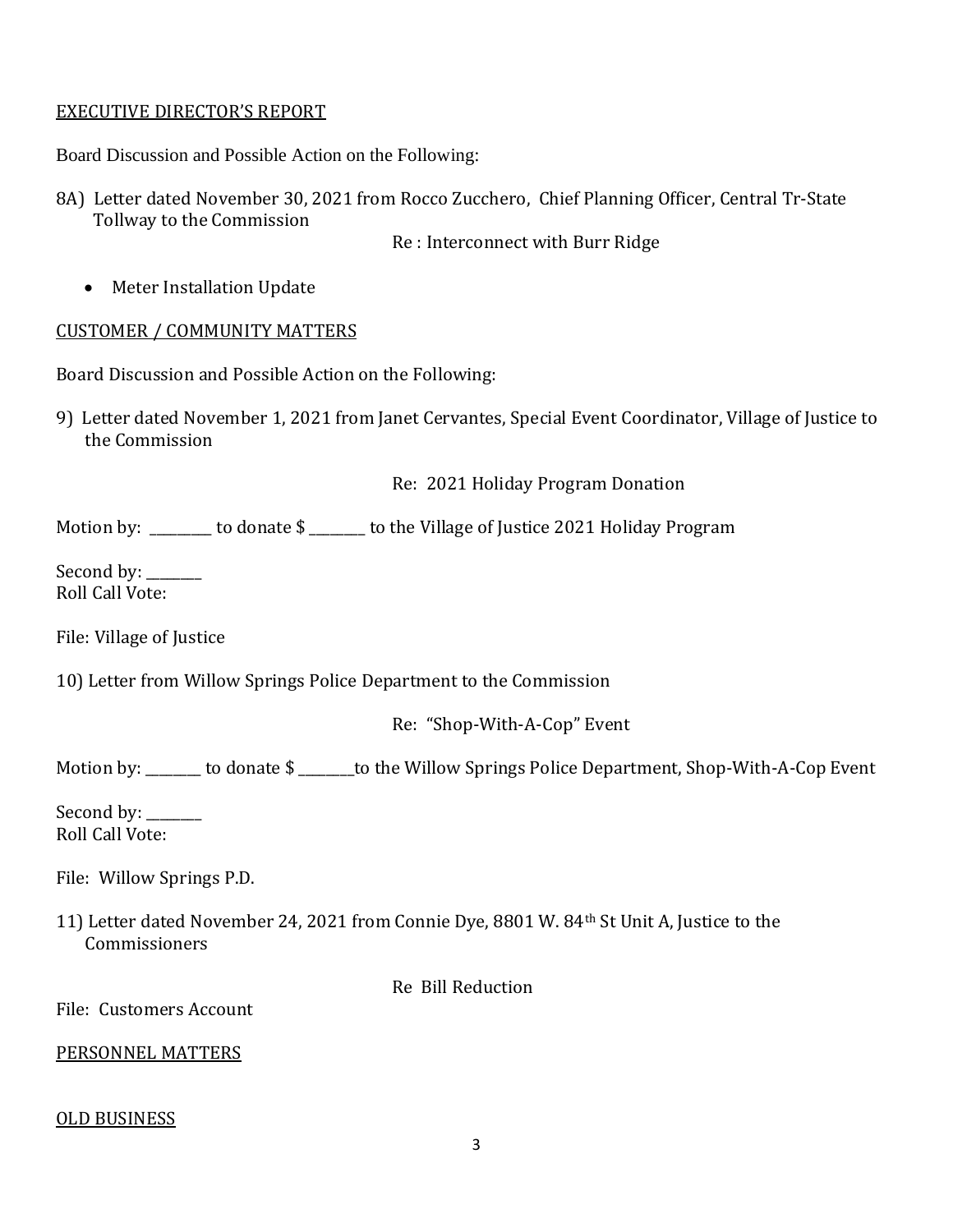## EXECUTIVE DIRECTOR'S REPORT

Board Discussion and Possible Action on the Following:

8A) Letter dated November 30, 2021 from Rocco Zucchero, Chief Planning Officer, Central Tr-State Tollway to the Commission

Re : Interconnect with Burr Ridge

- Meter Installation Update

## CUSTOMER / COMMUNITY MATTERS

Board Discussion and Possible Action on the Following:

9) Letter dated November 1, 2021 from Janet Cervantes, Special Event Coordinator, Village of Justice to the Commission

Re: 2021 Holiday Program Donation

Motion by: _________ to donate $ ________ to the Village of Justice 2021 Holiday Program

Second by: ________
Roll Call Vote:

File: Village of Justice

10) Letter from Willow Springs Police Department to the Commission

Re: "Shop-With-A-Cop" Event

Motion by: ________ to donate $ ________to the Willow Springs Police Department, Shop-With-A-Cop Event

Second by: ________
Roll Call Vote:

File: Willow Springs P.D.

11) Letter dated November 24, 2021 from Connie Dye, 8801 W. 84th St Unit A, Justice to the Commissioners

Re Bill Reduction

File: Customers Account

## PERSONNEL MATTERS

## OLD BUSINESS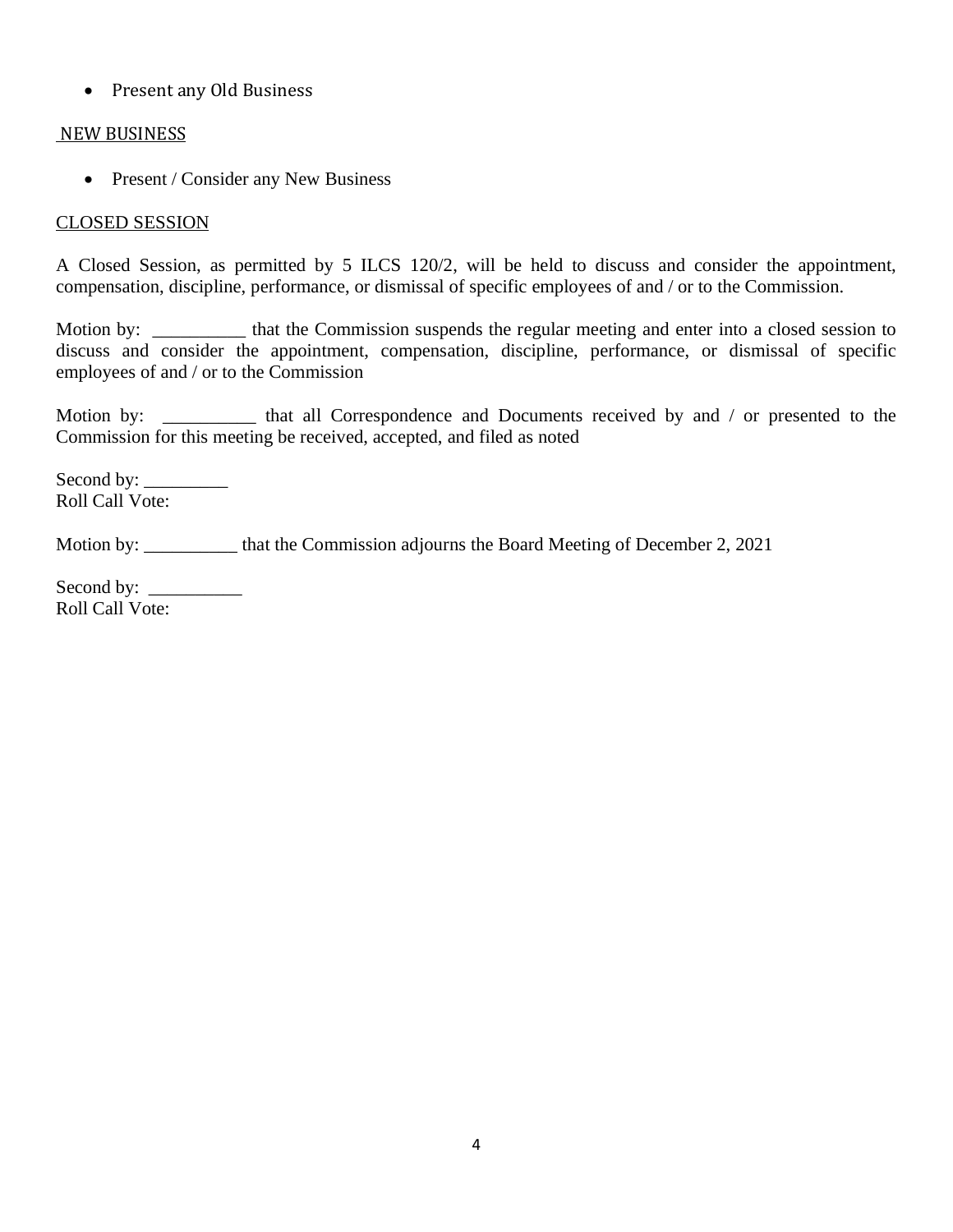- Present any Old Business

## NEW BUSINESS

- Present / Consider any New Business

## CLOSED SESSION

A Closed Session, as permitted by 5 ILCS 120/2, will be held to discuss and consider the appointment, compensation, discipline, performance, or dismissal of specific employees of and / or to the Commission.

Motion by: __________ that the Commission suspends the regular meeting and enter into a closed session to discuss and consider the appointment, compensation, discipline, performance, or dismissal of specific employees of and / or to the Commission

Motion by: __________ that all Correspondence and Documents received by and / or presented to the Commission for this meeting be received, accepted, and filed as noted

Second by: _________
Roll Call Vote:

Motion by: __________ that the Commission adjourns the Board Meeting of December 2, 2021

Second by: __________
Roll Call Vote: